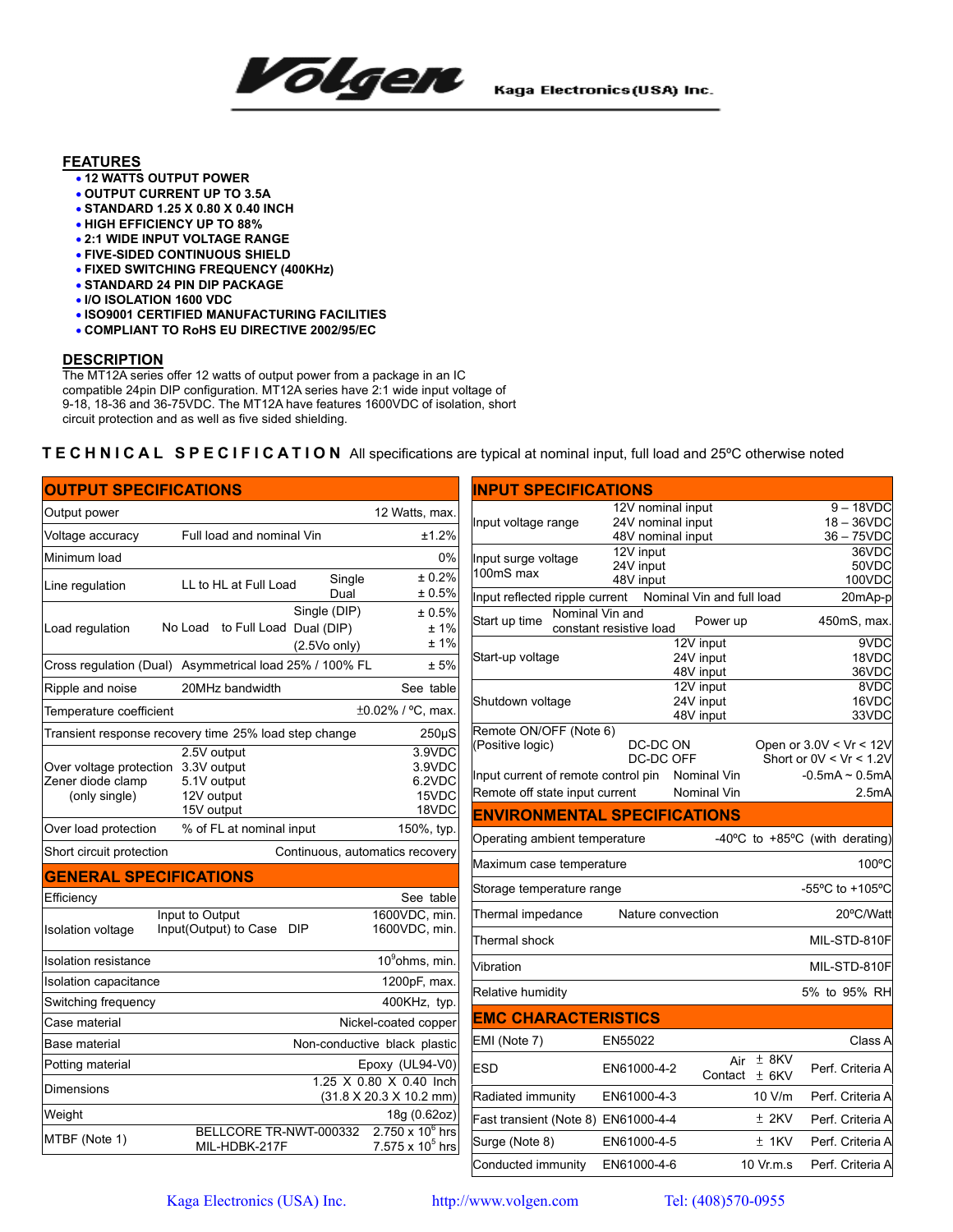# Volgen

Kaga Electronics(USA) Inc.

## FEATURES

- 12 WATTS OUTPUT POWER
- OUTPUT CURRENT UP TO 3.5A
- STANDARD 1.25 X 0.80 X 0.40 INCH
- HIGH EFFICIENCY UP TO 88%
- 2:1 WIDE INPUT VOLTAGE RANGE
- FIVE-SIDED CONTINUOUS SHIELD
- FIXED SWITCHING FREQUENCY (400KHz)
- STANDARD 24 PIN DIP PACKAGE
- I/O ISOLATION 1600 VDC
- ISO9001 CERTIFIED MANUFACTURING FACILITIES
- COMPLIANT TO RoHS EU DIRECTIVE 2002/95/EC

## DESCRIPTION

The MT12A series offer 12 watts of output power from a package in an IC compatible 24pin DIP configuration. MT12A series have 2:1 wide input voltage of 9-18, 18-36 and 36-75VDC. The MT12A have features 1600VDC of isolation, short circuit protection and as well as five sided shielding.

## TECHNICAL SPECIFICATION

All specifications are typical at nominal input, full load and 25ºC otherwise noted

### OUTPUT SPECIFICATIONS

| Parameter | Condition | | Value |
|---|---|---|---|
| Output power | | | 12 Watts, max. |
| Voltage accuracy | Full load and nominal Vin | | ±1.2% |
| Minimum load | | | 0% |
| Line regulation | LL to HL at Full Load | Single | ± 0.2% |
| | | Dual | ± 0.5% |
| Load regulation | No Load to Full Load | Single (DIP) | ± 0.5% |
| | | Dual (DIP) | ± 1% |
| | | (2.5Vo only) | ± 1% |
| Cross regulation (Dual) | Asymmetrical load 25% / 100% FL | | ± 5% |
| Ripple and noise | 20MHz bandwidth | | See table |
| Temperature coefficient | | | ±0.02% / ºC, max. |
| Transient response recovery time 25% load step change | | | 250μS |
| Over voltage protection Zener diode clamp (only single) | 2.5V output | | 3.9VDC |
| | 3.3V output | | 3.9VDC |
| | 5.1V output | | 6.2VDC |
| | 12V output | | 15VDC |
| | 15V output | | 18VDC |
| Over load protection | % of FL at nominal input | | 150%, typ. |
| Short circuit protection | | | Continuous, automatics recovery |

### GENERAL SPECIFICATIONS

| Parameter | Condition | Value |
|---|---|---|
| Efficiency | | See table |
| Isolation voltage | Input to Output | 1600VDC, min. |
| | Input(Output) to Case DIP | 1600VDC, min. |
| Isolation resistance | | $10^9$ohms, min. |
| Isolation capacitance | | 1200pF, max. |
| Switching frequency | | 400KHz, typ. |
| Case material | | Nickel-coated copper |
| Base material | | Non-conductive black plastic |
| Potting material | | Epoxy (UL94-V0) |
| Dimensions | | 1.25 X 0.80 X 0.40 Inch (31.8 X 20.3 X 10.2 mm) |
| Weight | | 18g (0.62oz) |
| MTBF (Note 1) | BELLCORE TR-NWT-000332 | $2.750 \times 10^6$ hrs |
| | MIL-HDBK-217F | $7.575 \times 10^5$ hrs |

### INPUT SPECIFICATIONS

| Parameter | Condition | | Value |
|---|---|---|---|
| Input voltage range | 12V nominal input | | 9 – 18VDC |
| | 24V nominal input | | 18 – 36VDC |
| | 48V nominal input | | 36 – 75VDC |
| Input surge voltage 100mS max | 12V input | | 36VDC |
| | 24V input | | 50VDC |
| | 48V input | | 100VDC |
| Input reflected ripple current | Nominal Vin and full load | | 20mAp-p |
| Start up time | Nominal Vin and constant resistive load | Power up | 450mS, max. |
| Start-up voltage | 12V input | | 9VDC |
| | 24V input | | 18VDC |
| | 48V input | | 36VDC |
| Shutdown voltage | 12V input | | 8VDC |
| | 24V input | | 16VDC |
| | 48V input | | 33VDC |
| Remote ON/OFF (Note 6) (Positive logic) | DC-DC ON | | Open or 3.0V < Vr < 12V |
| | DC-DC OFF | | Short or 0V < Vr < 1.2V |
| Input current of remote control pin | Nominal Vin | | -0.5mA ~ 0.5mA |
| Remote off state input current | Nominal Vin | | 2.5mA |

### ENVIRONMENTAL SPECIFICATIONS

| Parameter | Condition | Value |
|---|---|---|
| Operating ambient temperature | | -40ºC to +85ºC (with derating) |
| Maximum case temperature | | 100ºC |
| Storage temperature range | | -55ºC to +105ºC |
| Thermal impedance | Nature convection | 20ºC/Watt |
| Thermal shock | | MIL-STD-810F |
| Vibration | | MIL-STD-810F |
| Relative humidity | | 5% to 95% RH |

### EMC CHARACTERISTICS

| Parameter | Standard | Level | Criteria |
|---|---|---|---|
| EMI (Note 7) | EN55022 | | Class A |
| ESD | EN61000-4-2 | Air ± 8KV / Contact ± 6KV | Perf. Criteria A |
| Radiated immunity | EN61000-4-3 | 10 V/m | Perf. Criteria A |
| Fast transient (Note 8) | EN61000-4-4 | ± 2KV | Perf. Criteria A |
| Surge (Note 8) | EN61000-4-5 | ± 1KV | Perf. Criteria A |
| Conducted immunity | EN61000-4-6 | 10 Vr.m.s | Perf. Criteria A |

Kaga Electronics (USA) Inc. http://www.volgen.com Tel: (408)570-0955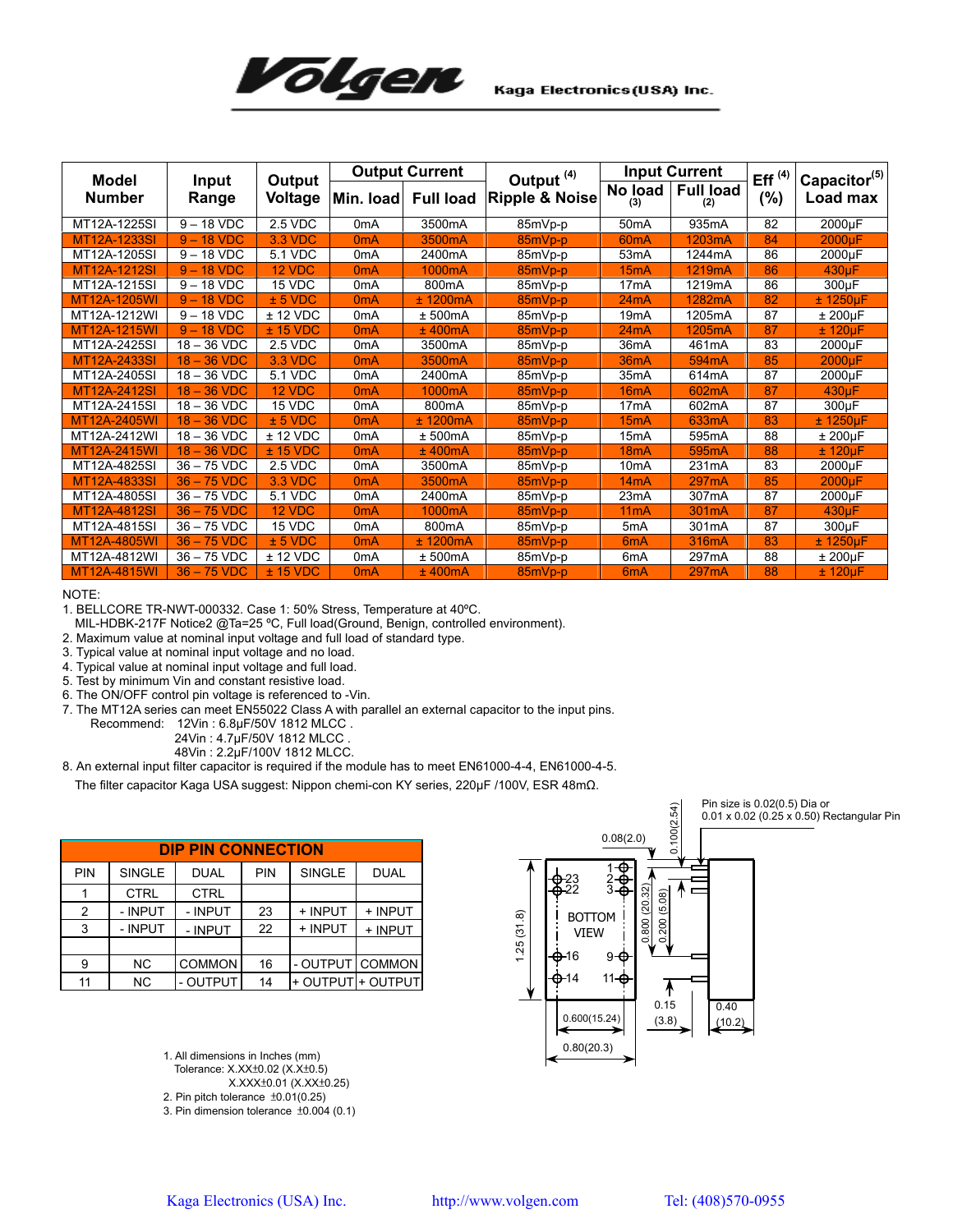Volgen Kaga Electronics(USA) Inc.

| Model Number | Input Range | Output Voltage | Output Current | | Output [4] Ripple & Noise | Input Current | | Eff [4] (%) | Capacitor[5] Load max |
|---|---|---|---|---|---|---|---|---|---|
| | | | Min. load | Full load | | No load [3] | Full load [2] | | |
| MT12A-1225SI | 9 – 18 VDC | 2.5 VDC | 0mA | 3500mA | 85mVp-p | 50mA | 935mA | 82 | 2000µF |
| MT12A-1233SI | 9 – 18 VDC | 3.3 VDC | 0mA | 3500mA | 85mVp-p | 60mA | 1203mA | 84 | 2000µF |
| MT12A-1205SI | 9 – 18 VDC | 5.1 VDC | 0mA | 2400mA | 85mVp-p | 53mA | 1244mA | 86 | 2000µF |
| MT12A-1212SI | 9 – 18 VDC | 12 VDC | 0mA | 1000mA | 85mVp-p | 15mA | 1219mA | 86 | 430µF |
| MT12A-1215SI | 9 – 18 VDC | 15 VDC | 0mA | 800mA | 85mVp-p | 17mA | 1219mA | 86 | 300µF |
| MT12A-1205WI | 9 – 18 VDC | ± 5 VDC | 0mA | ± 1200mA | 85mVp-p | 24mA | 1282mA | 82 | ± 1250µF |
| MT12A-1212WI | 9 – 18 VDC | ± 12 VDC | 0mA | ± 500mA | 85mVp-p | 19mA | 1205mA | 87 | ± 200µF |
| MT12A-1215WI | 9 – 18 VDC | ± 15 VDC | 0mA | ± 400mA | 85mVp-p | 24mA | 1205mA | 87 | ± 120µF |
| MT12A-2425SI | 18 – 36 VDC | 2.5 VDC | 0mA | 3500mA | 85mVp-p | 36mA | 461mA | 83 | 2000µF |
| MT12A-2433SI | 18 – 36 VDC | 3.3 VDC | 0mA | 3500mA | 85mVp-p | 36mA | 594mA | 85 | 2000µF |
| MT12A-2405SI | 18 – 36 VDC | 5.1 VDC | 0mA | 2400mA | 85mVp-p | 35mA | 614mA | 87 | 2000µF |
| MT12A-2412SI | 18 – 36 VDC | 12 VDC | 0mA | 1000mA | 85mVp-p | 16mA | 602mA | 87 | 430µF |
| MT12A-2415SI | 18 – 36 VDC | 15 VDC | 0mA | 800mA | 85mVp-p | 17mA | 602mA | 87 | 300µF |
| MT12A-2405WI | 18 – 36 VDC | ± 5 VDC | 0mA | ± 1200mA | 85mVp-p | 15mA | 633mA | 83 | ± 1250µF |
| MT12A-2412WI | 18 – 36 VDC | ± 12 VDC | 0mA | ± 500mA | 85mVp-p | 15mA | 595mA | 88 | ± 200µF |
| MT12A-2415WI | 18 – 36 VDC | ± 15 VDC | 0mA | ± 400mA | 85mVp-p | 18mA | 595mA | 88 | ± 120µF |
| MT12A-4825SI | 36 – 75 VDC | 2.5 VDC | 0mA | 3500mA | 85mVp-p | 10mA | 231mA | 83 | 2000µF |
| MT12A-4833SI | 36 – 75 VDC | 3.3 VDC | 0mA | 3500mA | 85mVp-p | 14mA | 297mA | 85 | 2000µF |
| MT12A-4805SI | 36 – 75 VDC | 5.1 VDC | 0mA | 2400mA | 85mVp-p | 23mA | 307mA | 87 | 2000µF |
| MT12A-4812SI | 36 – 75 VDC | 12 VDC | 0mA | 1000mA | 85mVp-p | 11mA | 301mA | 87 | 430µF |
| MT12A-4815SI | 36 – 75 VDC | 15 VDC | 0mA | 800mA | 85mVp-p | 5mA | 301mA | 87 | 300µF |
| MT12A-4805WI | 36 – 75 VDC | ± 5 VDC | 0mA | ± 1200mA | 85mVp-p | 6mA | 316mA | 83 | ± 1250µF |
| MT12A-4812WI | 36 – 75 VDC | ± 12 VDC | 0mA | ± 500mA | 85mVp-p | 6mA | 297mA | 88 | ± 200µF |
| MT12A-4815WI | 36 – 75 VDC | ± 15 VDC | 0mA | ± 400mA | 85mVp-p | 6mA | 297mA | 88 | ± 120µF |

NOTE:

1. BELLCORE TR-NWT-000332. Case 1: 50% Stress, Temperature at 40ºC.
   MIL-HDBK-217F Notice2 @Ta=25 ºC, Full load(Ground, Benign, controlled environment).
2. Maximum value at nominal input voltage and full load of standard type.
3. Typical value at nominal input voltage and no load.
4. Typical value at nominal input voltage and full load.
5. Test by minimum Vin and constant resistive load.
6. The ON/OFF control pin voltage is referenced to -Vin.
7. The MT12A series can meet EN55022 Class A with parallel an external capacitor to the input pins.
   Recommend: 12Vin : 6.8µF/50V 1812 MLCC .
   24Vin : 4.7µF/50V 1812 MLCC .
   48Vin : 2.2µF/100V 1812 MLCC.
8. An external input filter capacitor is required if the module has to meet EN61000-4-4, EN61000-4-5.
   The filter capacitor Kaga USA suggest: Nippon chemi-con KY series, 220µF /100V, ESR 48mΩ.

| DIP PIN CONNECTION | | | | | |
|---|---|---|---|---|---|
| PIN | SINGLE | DUAL | PIN | SINGLE | DUAL |
| 1 | CTRL | CTRL | | | |
| 2 | - INPUT | - INPUT | 23 | + INPUT | + INPUT |
| 3 | - INPUT | - INPUT | 22 | + INPUT | + INPUT |
| | | | | | |
| 9 | NC | COMMON | 16 | - OUTPUT | COMMON |
| 11 | NC | - OUTPUT | 14 | + OUTPUT | + OUTPUT |

Pin size is 0.02(0.5) Dia or
0.01 x 0.02 (0.25 x 0.50) Rectangular Pin

0.08(2.0)
0.100(2.54)
1.25 (31.8)
BOTTOM VIEW
23 22 16 14
1 2 3 9 11
0.800 (20.32)
0.200 (5.08)
0.600(15.24)
0.80(20.3)
0.15 (3.8)
0.40 (10.2)

1. All dimensions in Inches (mm)
   Tolerance: X.XX±0.02 (X.X±0.5)
   X.XXX±0.01 (X.XX±0.25)
2. Pin pitch tolerance ±0.01(0.25)
3. Pin dimension tolerance ±0.004 (0.1)

Kaga Electronics (USA) Inc. http://www.volgen.com Tel: (408)570-0955